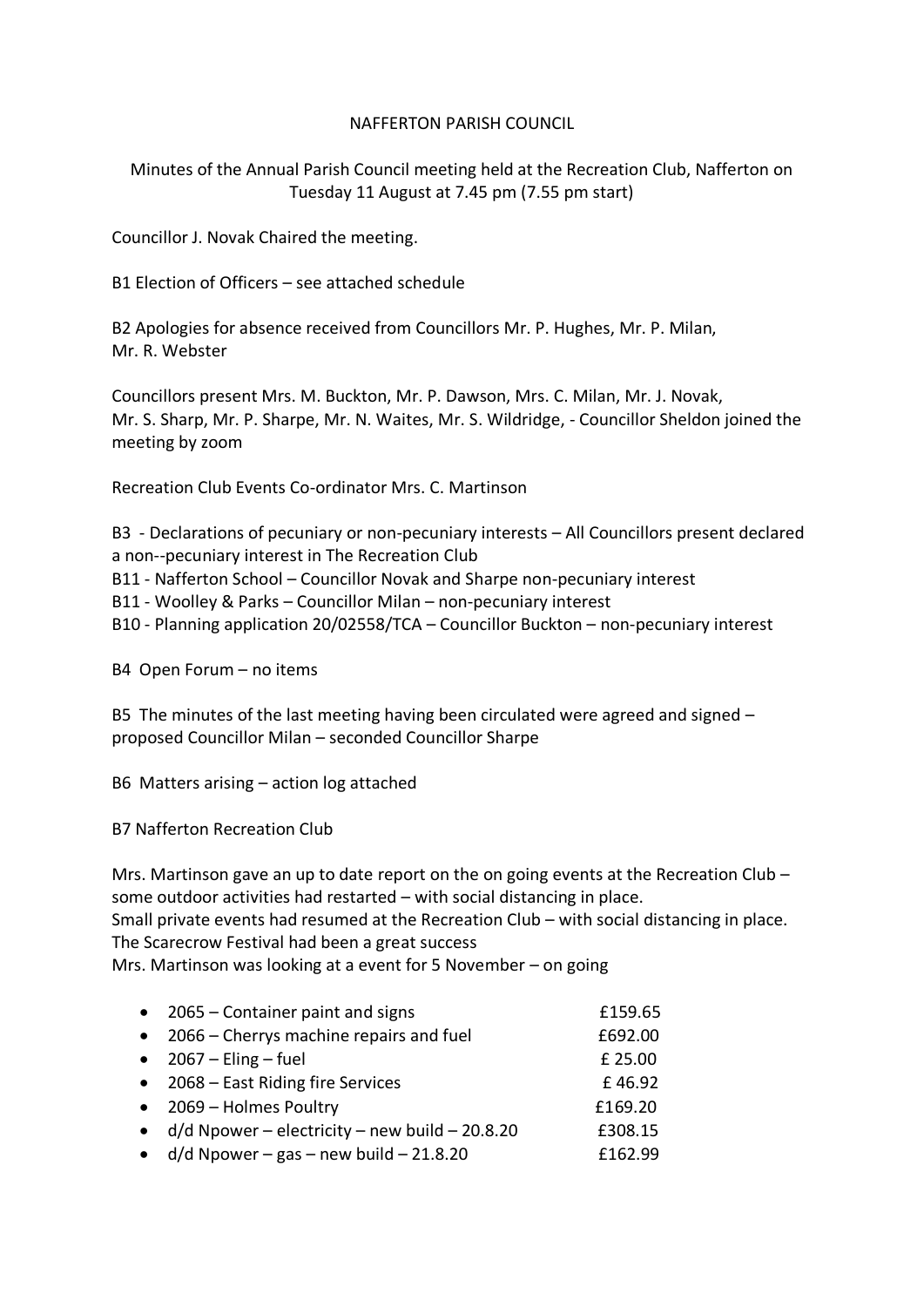NAFFERTON PARISH COUNCIL

Minutes of the Annual Parish Council meeting held at the Recreation Club, Nafferton on Tuesday 11 August at 7.45 pm (7.55 pm start)

Councillor J. Novak Chaired the meeting.

B1 Election of Officers – see attached schedule

B2 Apologies for absence received from Councillors Mr. P. Hughes, Mr. P. Milan, Mr. R. Webster

Councillors present Mrs. M. Buckton, Mr. P. Dawson, Mrs. C. Milan, Mr. J. Novak, Mr. S. Sharp, Mr. P. Sharpe, Mr. N. Waites, Mr. S. Wildridge, - Councillor Sheldon joined the meeting by zoom

Recreation Club Events Co-ordinator Mrs. C. Martinson

B3 - Declarations of pecuniary or non-pecuniary interests – All Councillors present declared a non--pecuniary interest in The Recreation Club
B11 - Nafferton School – Councillor Novak and Sharpe non-pecuniary interest
B11 - Woolley & Parks – Councillor Milan – non-pecuniary interest
B10 - Planning application 20/02558/TCA – Councillor Buckton – non-pecuniary interest

B4 Open Forum – no items

B5 The minutes of the last meeting having been circulated were agreed and signed – proposed Councillor Milan – seconded Councillor Sharpe

B6 Matters arising – action log attached

B7 Nafferton Recreation Club

Mrs. Martinson gave an up to date report on the on going events at the Recreation Club – some outdoor activities had restarted – with social distancing in place.
Small private events had resumed at the Recreation Club – with social distancing in place.
The Scarecrow Festival had been a great success
Mrs. Martinson was looking at a event for 5 November – on going

- 2065 – Container paint and signs £159.65
- 2066 – Cherrys machine repairs and fuel £692.00
- 2067 – Eling – fuel £ 25.00
- 2068 – East Riding fire Services £ 46.92
- 2069 – Holmes Poultry £169.20
- d/d Npower – electricity – new build – 20.8.20 £308.15
- d/d Npower – gas – new build – 21.8.20 £162.99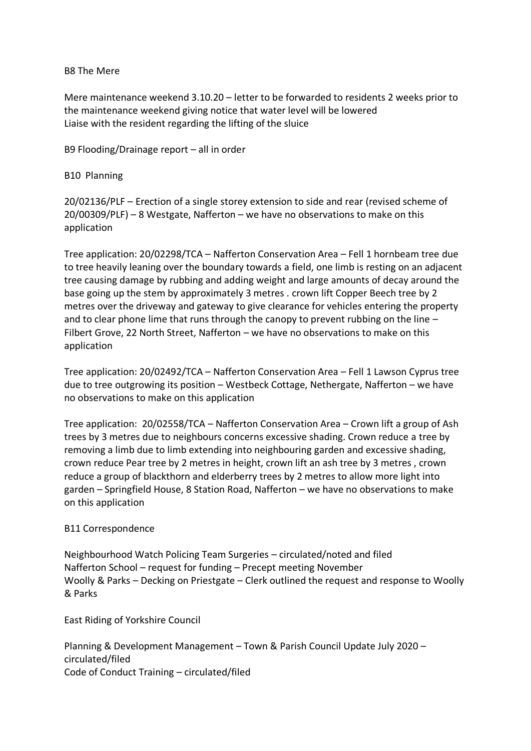B8 The Mere

Mere maintenance weekend 3.10.20 – letter to be forwarded to residents 2 weeks prior to the maintenance weekend giving notice that water level will be lowered
Liaise with the resident regarding the lifting of the sluice

B9 Flooding/Drainage report – all in order

B10 Planning

20/02136/PLF – Erection of a single storey extension to side and rear (revised scheme of 20/00309/PLF) – 8 Westgate, Nafferton – we have no observations to make on this application

Tree application: 20/02298/TCA – Nafferton Conservation Area – Fell 1 hornbeam tree due to tree heavily leaning over the boundary towards a field, one limb is resting on an adjacent tree causing damage by rubbing and adding weight and large amounts of decay around the base going up the stem by approximately 3 metres . crown lift Copper Beech tree by 2 metres over the driveway and gateway to give clearance for vehicles entering the property and to clear phone lime that runs through the canopy to prevent rubbing on the line – Filbert Grove, 22 North Street, Nafferton – we have no observations to make on this application

Tree application: 20/02492/TCA – Nafferton Conservation Area – Fell 1 Lawson Cyprus tree due to tree outgrowing its position – Westbeck Cottage, Nethergate, Nafferton – we have no observations to make on this application

Tree application: 20/02558/TCA – Nafferton Conservation Area – Crown lift a group of Ash trees by 3 metres due to neighbours concerns excessive shading. Crown reduce a tree by removing a limb due to limb extending into neighbouring garden and excessive shading, crown reduce Pear tree by 2 metres in height, crown lift an ash tree by 3 metres , crown reduce a group of blackthorn and elderberry trees by 2 metres to allow more light into garden – Springfield House, 8 Station Road, Nafferton – we have no observations to make on this application

B11 Correspondence

Neighbourhood Watch Policing Team Surgeries – circulated/noted and filed
Nafferton School – request for funding – Precept meeting November
Woolly & Parks – Decking on Priestgate – Clerk outlined the request and response to Woolly & Parks

East Riding of Yorkshire Council

Planning & Development Management – Town & Parish Council Update July 2020 – circulated/filed
Code of Conduct Training – circulated/filed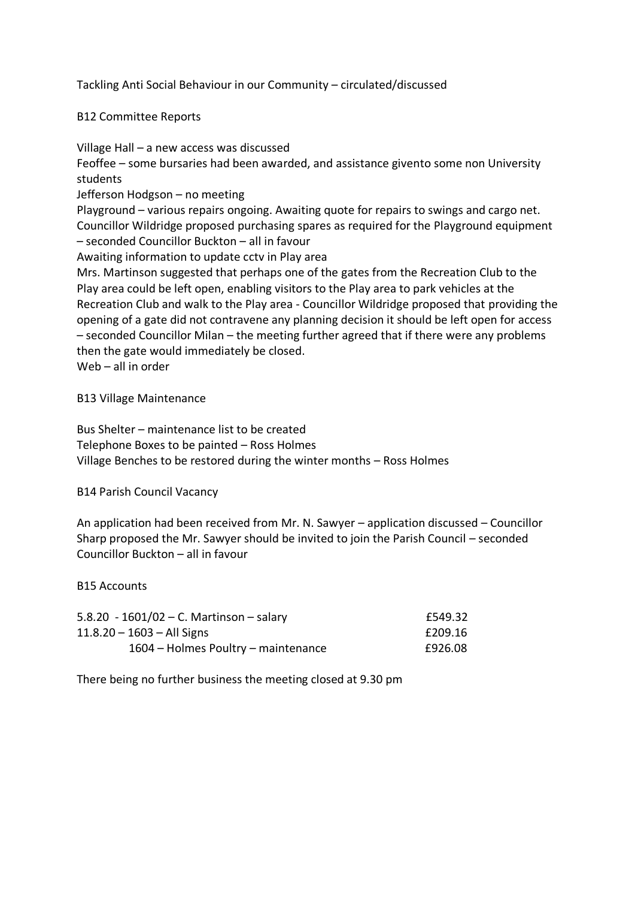Tackling Anti Social Behaviour in our Community – circulated/discussed

B12 Committee Reports

Village Hall – a new access was discussed
Feoffee – some bursaries had been awarded, and assistance givento some non University students
Jefferson Hodgson – no meeting
Playground – various repairs ongoing. Awaiting quote for repairs to swings and cargo net. Councillor Wildridge proposed purchasing spares as required for the Playground equipment – seconded Councillor Buckton – all in favour
Awaiting information to update cctv in Play area
Mrs. Martinson suggested that perhaps one of the gates from the Recreation Club to the Play area could be left open, enabling visitors to the Play area to park vehicles at the Recreation Club and walk to the Play area - Councillor Wildridge proposed that providing the opening of a gate did not contravene any planning decision it should be left open for access – seconded Councillor Milan – the meeting further agreed that if there were any problems then the gate would immediately be closed.
Web – all in order

B13 Village Maintenance

Bus Shelter – maintenance list to be created
Telephone Boxes to be painted – Ross Holmes
Village Benches to be restored during the winter months – Ross Holmes

B14 Parish Council Vacancy

An application had been received from Mr. N. Sawyer – application discussed – Councillor Sharp proposed the Mr. Sawyer should be invited to join the Parish Council – seconded Councillor Buckton – all in favour

B15 Accounts

| | |
|---|---|
| 5.8.20 - 1601/02 – C. Martinson – salary | £549.32 |
| 11.8.20 – 1603 – All Signs | £209.16 |
| 1604 – Holmes Poultry – maintenance | £926.08 |

There being no further business the meeting closed at 9.30 pm